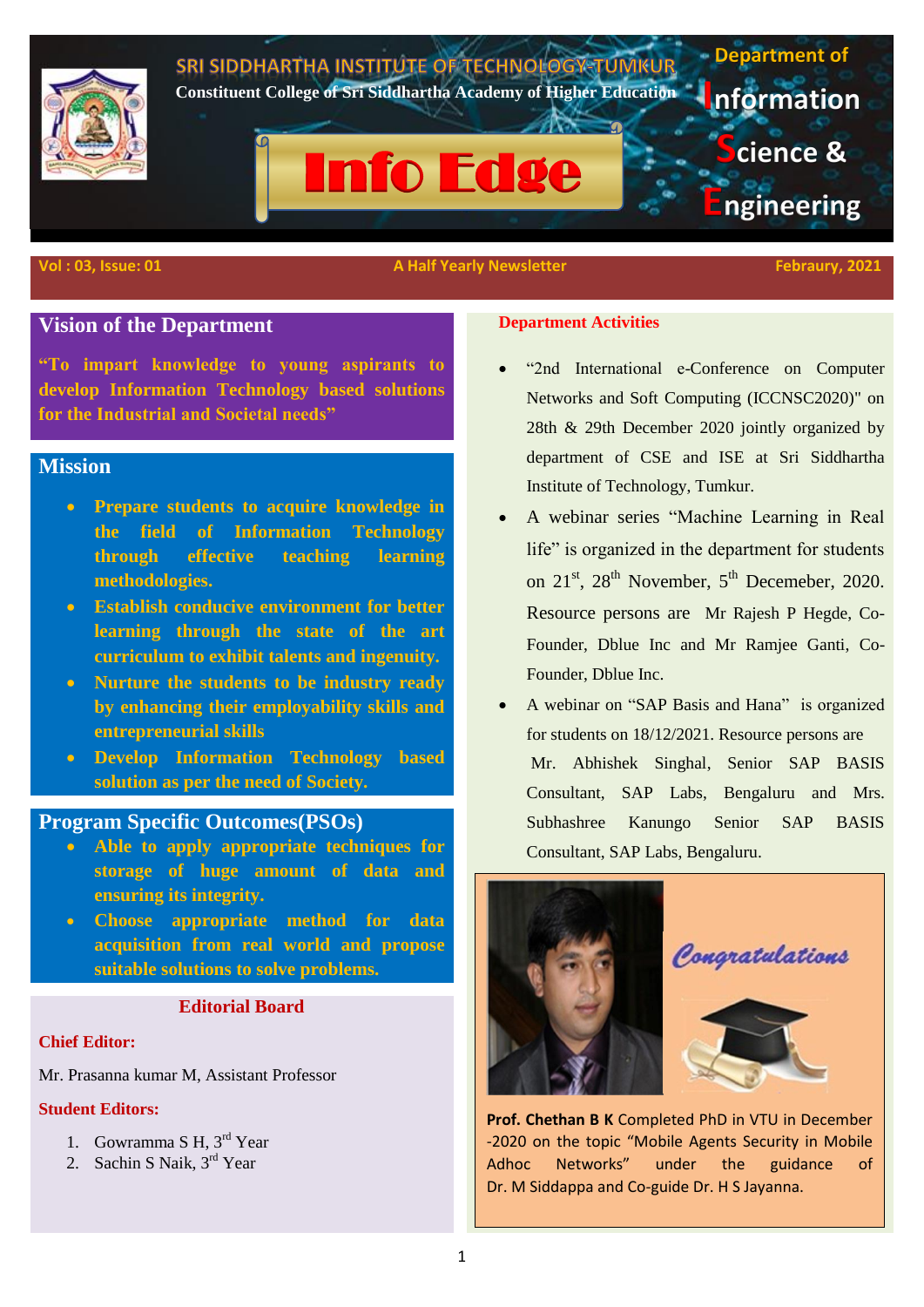# SRI SIDDHARTHA INSTITUTE OF TECHNOLOGY-TUMKUR

**Constituent College of Sri Siddhartha Academy of Higher Education**

# Info Edge

**Department of Information Science & Engineering**

**Vol : 03, Issue: 01** | **A Half Yearly Newsletter** | **Febraury, 2021**

## Vision of the Department

**"To impart knowledge to young aspirants to develop Information Technology based solutions for the Industrial and Societal needs"**

## Mission

- **Prepare students to acquire knowledge in the field of Information Technology through effective teaching learning methodologies.**
- **Establish conducive environment for better learning through the state of the art curriculum to exhibit talents and ingenuity.**
- **Nurture the students to be industry ready by enhancing their employability skills and entrepreneurial skills**
- **Develop Information Technology based solution as per the need of Society.**

## Program Specific Outcomes(PSOs)

- **Able to apply appropriate techniques for storage of huge amount of data and ensuring its integrity.**
- **Choose appropriate method for data acquisition from real world and propose suitable solutions to solve problems.**

## Editorial Board

**Chief Editor:**

Mr. Prasanna kumar M, Assistant Professor

**Student Editors:**

1. Gowramma S H, 3rd Year
2. Sachin S Naik, 3rd Year

## Department Activities

- "2nd International e-Conference on Computer Networks and Soft Computing (ICCNSC2020)" on 28th & 29th December 2020 jointly organized by department of CSE and ISE at Sri Siddhartha Institute of Technology, Tumkur.
- A webinar series "Machine Learning in Real life" is organized in the department for students on 21st, 28th November, 5th Decemeber, 2020. Resource persons are Mr Rajesh P Hegde, Co-Founder, Dblue Inc and Mr Ramjee Ganti, Co-Founder, Dblue Inc.
- A webinar on "SAP Basis and Hana" is organized for students on 18/12/2021. Resource persons are Mr. Abhishek Singhal, Senior SAP BASIS Consultant, SAP Labs, Bengaluru and Mrs. Subhashree Kanungo Senior SAP BASIS Consultant, SAP Labs, Bengaluru.

*Congratulations*

**Prof. Chethan B K** Completed PhD in VTU in December -2020 on the topic "Mobile Agents Security in Mobile Adhoc Networks" under the guidance of Dr. M Siddappa and Co-guide Dr. H S Jayanna.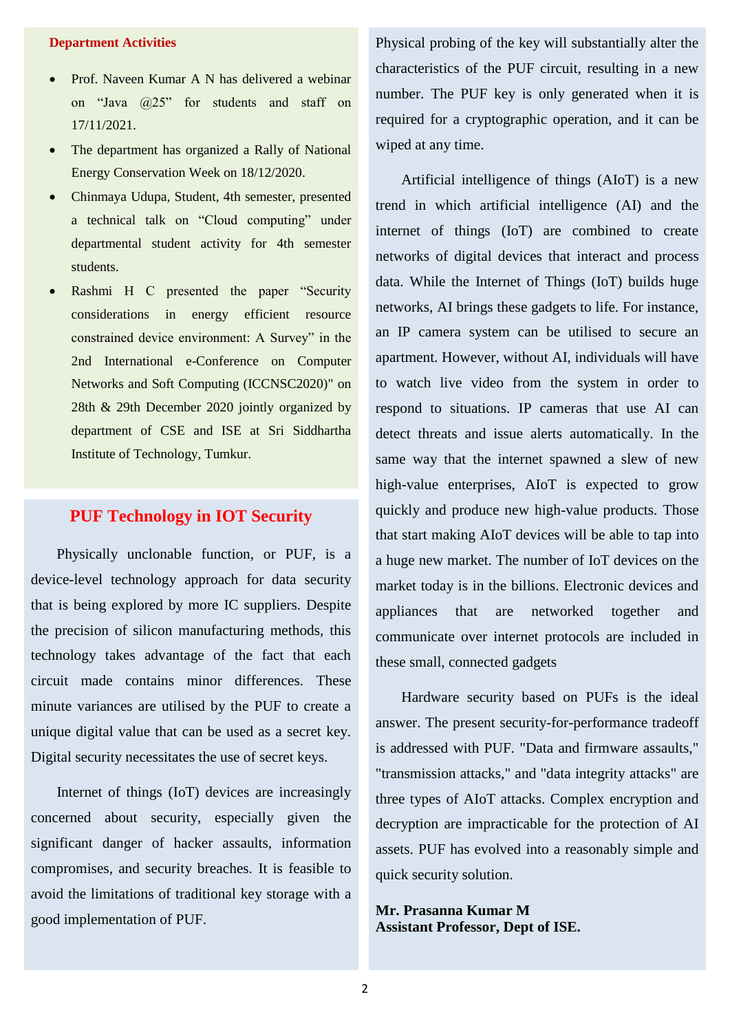**Department Activities**

- Prof. Naveen Kumar A N has delivered a webinar on "Java @25" for students and staff on 17/11/2021.
- The department has organized a Rally of National Energy Conservation Week on 18/12/2020.
- Chinmaya Udupa, Student, 4th semester, presented a technical talk on "Cloud computing" under departmental student activity for 4th semester students.
- Rashmi H C presented the paper "Security considerations in energy efficient resource constrained device environment: A Survey" in the 2nd International e-Conference on Computer Networks and Soft Computing (ICCNSC2020)" on 28th & 29th December 2020 jointly organized by department of CSE and ISE at Sri Siddhartha Institute of Technology, Tumkur.

## PUF Technology in IOT Security

Physically unclonable function, or PUF, is a device-level technology approach for data security that is being explored by more IC suppliers. Despite the precision of silicon manufacturing methods, this technology takes advantage of the fact that each circuit made contains minor differences. These minute variances are utilised by the PUF to create a unique digital value that can be used as a secret key. Digital security necessitates the use of secret keys.

Internet of things (IoT) devices are increasingly concerned about security, especially given the significant danger of hacker assaults, information compromises, and security breaches. It is feasible to avoid the limitations of traditional key storage with a good implementation of PUF. Physical probing of the key will substantially alter the characteristics of the PUF circuit, resulting in a new number. The PUF key is only generated when it is required for a cryptographic operation, and it can be wiped at any time.

Artificial intelligence of things (AIoT) is a new trend in which artificial intelligence (AI) and the internet of things (IoT) are combined to create networks of digital devices that interact and process data. While the Internet of Things (IoT) builds huge networks, AI brings these gadgets to life. For instance, an IP camera system can be utilised to secure an apartment. However, without AI, individuals will have to watch live video from the system in order to respond to situations. IP cameras that use AI can detect threats and issue alerts automatically. In the same way that the internet spawned a slew of new high-value enterprises, AIoT is expected to grow quickly and produce new high-value products. Those that start making AIoT devices will be able to tap into a huge new market. The number of IoT devices on the market today is in the billions. Electronic devices and appliances that are networked together and communicate over internet protocols are included in these small, connected gadgets

Hardware security based on PUFs is the ideal answer. The present security-for-performance tradeoff is addressed with PUF. "Data and firmware assaults," "transmission attacks," and "data integrity attacks" are three types of AIoT attacks. Complex encryption and decryption are impracticable for the protection of AI assets. PUF has evolved into a reasonably simple and quick security solution.

**Mr. Prasanna Kumar M**
**Assistant Professor, Dept of ISE.**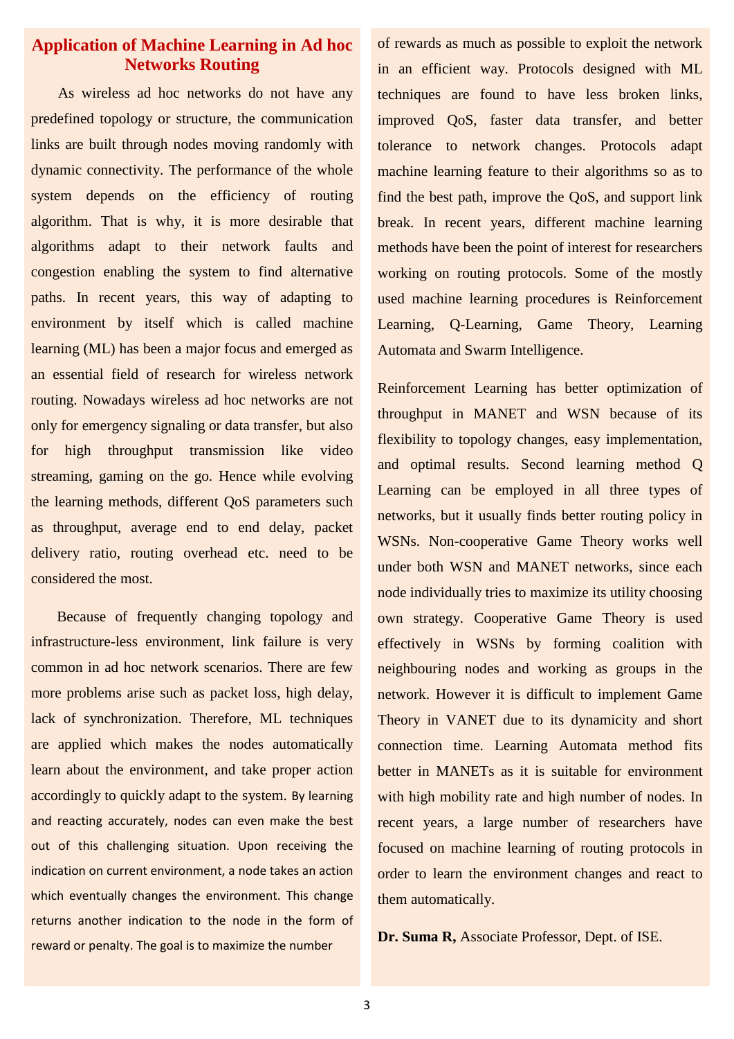# Application of Machine Learning in Ad hoc Networks Routing

As wireless ad hoc networks do not have any predefined topology or structure, the communication links are built through nodes moving randomly with dynamic connectivity. The performance of the whole system depends on the efficiency of routing algorithm. That is why, it is more desirable that algorithms adapt to their network faults and congestion enabling the system to find alternative paths. In recent years, this way of adapting to environment by itself which is called machine learning (ML) has been a major focus and emerged as an essential field of research for wireless network routing. Nowadays wireless ad hoc networks are not only for emergency signaling or data transfer, but also for high throughput transmission like video streaming, gaming on the go. Hence while evolving the learning methods, different QoS parameters such as throughput, average end to end delay, packet delivery ratio, routing overhead etc. need to be considered the most.

Because of frequently changing topology and infrastructure-less environment, link failure is very common in ad hoc network scenarios. There are few more problems arise such as packet loss, high delay, lack of synchronization. Therefore, ML techniques are applied which makes the nodes automatically learn about the environment, and take proper action accordingly to quickly adapt to the system. By learning and reacting accurately, nodes can even make the best out of this challenging situation. Upon receiving the indication on current environment, a node takes an action which eventually changes the environment. This change returns another indication to the node in the form of reward or penalty. The goal is to maximize the number of rewards as much as possible to exploit the network in an efficient way. Protocols designed with ML techniques are found to have less broken links, improved QoS, faster data transfer, and better tolerance to network changes. Protocols adapt machine learning feature to their algorithms so as to find the best path, improve the QoS, and support link break. In recent years, different machine learning methods have been the point of interest for researchers working on routing protocols. Some of the mostly used machine learning procedures is Reinforcement Learning, Q-Learning, Game Theory, Learning Automata and Swarm Intelligence.

Reinforcement Learning has better optimization of throughput in MANET and WSN because of its flexibility to topology changes, easy implementation, and optimal results. Second learning method Q Learning can be employed in all three types of networks, but it usually finds better routing policy in WSNs. Non-cooperative Game Theory works well under both WSN and MANET networks, since each node individually tries to maximize its utility choosing own strategy. Cooperative Game Theory is used effectively in WSNs by forming coalition with neighbouring nodes and working as groups in the network. However it is difficult to implement Game Theory in VANET due to its dynamicity and short connection time. Learning Automata method fits better in MANETs as it is suitable for environment with high mobility rate and high number of nodes. In recent years, a large number of researchers have focused on machine learning of routing protocols in order to learn the environment changes and react to them automatically.

**Dr. Suma R,** Associate Professor, Dept. of ISE.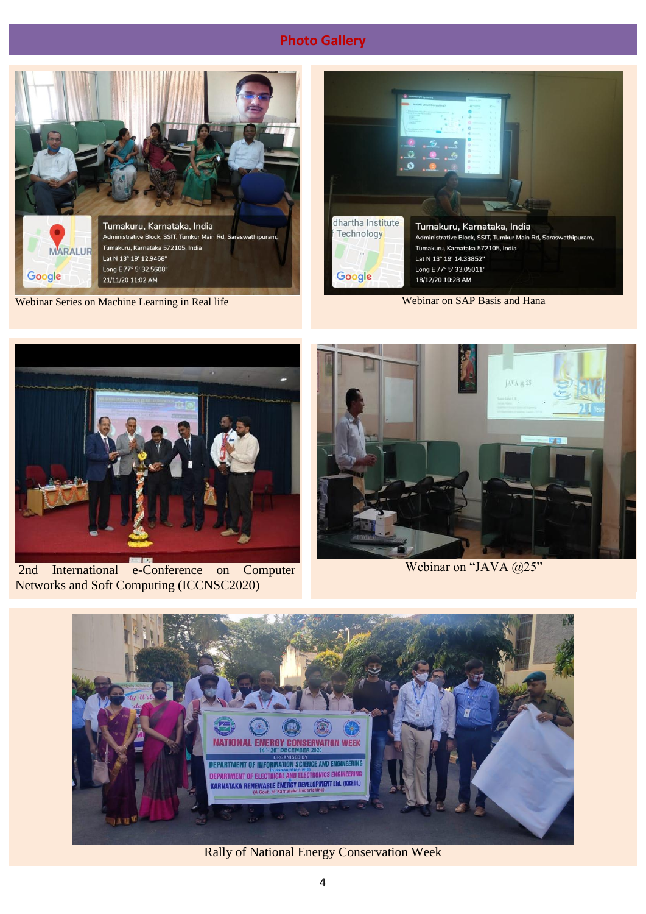## Photo Gallery

Webinar Series on Machine Learning in Real life

Webinar on SAP Basis and Hana

2nd International e-Conference on Computer Networks and Soft Computing (ICCNSC2020)

Webinar on "JAVA @25"

Rally of National Energy Conservation Week